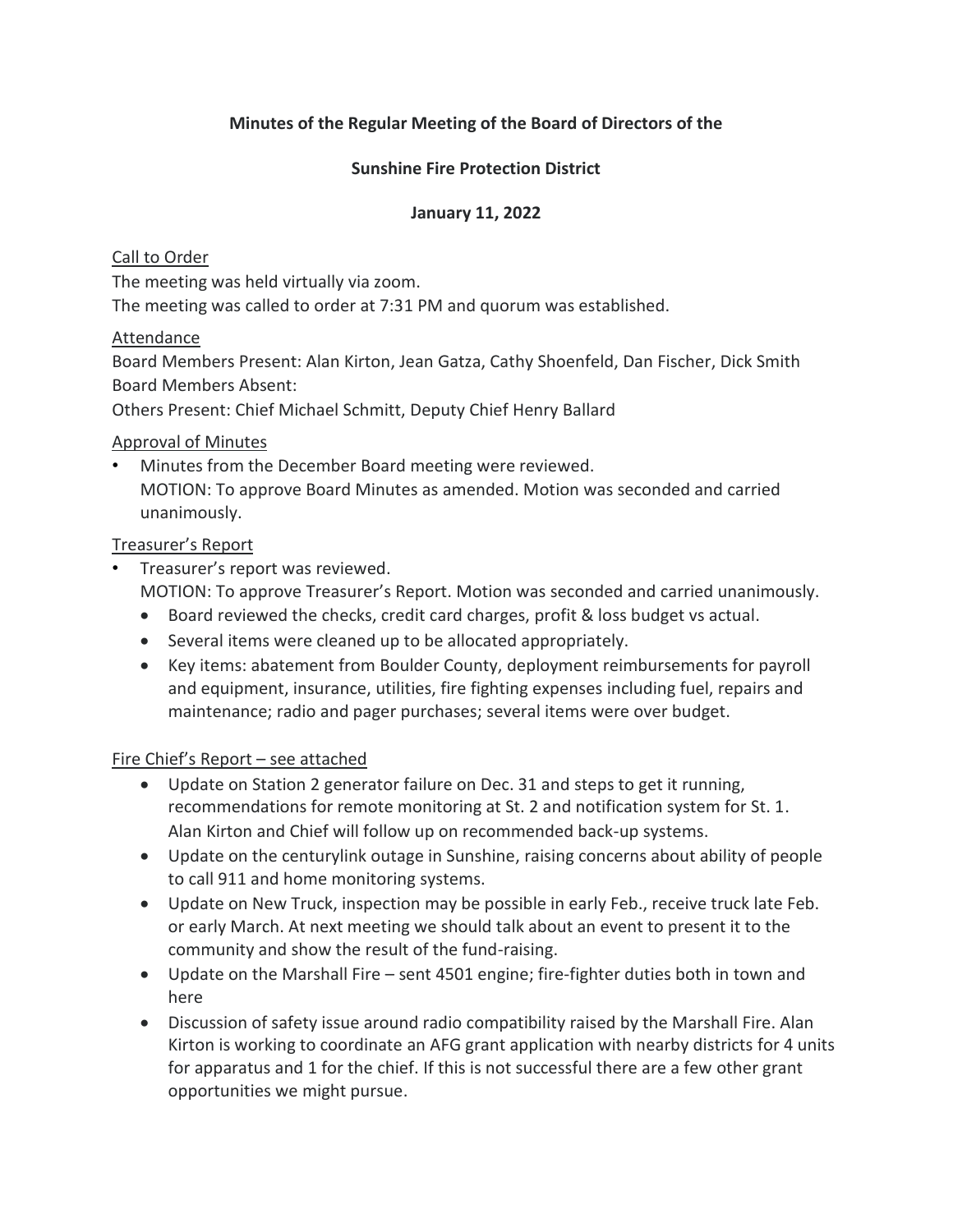**Minutes of the Regular Meeting of the Board of Directors of the**

**Sunshine Fire Protection District**

**January 11, 2022**

Call to Order

The meeting was held virtually via zoom.

The meeting was called to order at 7:31 PM and quorum was established.

Attendance

Board Members Present: Alan Kirton, Jean Gatza, Cathy Shoenfeld, Dan Fischer, Dick Smith

Board Members Absent:

Others Present: Chief Michael Schmitt, Deputy Chief Henry Ballard

Approval of Minutes

- Minutes from the December Board meeting were reviewed.
  MOTION: To approve Board Minutes as amended. Motion was seconded and carried unanimously.

Treasurer's Report

- Treasurer's report was reviewed.
  MOTION: To approve Treasurer's Report. Motion was seconded and carried unanimously.
  - Board reviewed the checks, credit card charges, profit & loss budget vs actual.
  - Several items were cleaned up to be allocated appropriately.
  - Key items: abatement from Boulder County, deployment reimbursements for payroll and equipment, insurance, utilities, fire fighting expenses including fuel, repairs and maintenance; radio and pager purchases; several items were over budget.

Fire Chief's Report – see attached

- Update on Station 2 generator failure on Dec. 31 and steps to get it running, recommendations for remote monitoring at St. 2 and notification system for St. 1. Alan Kirton and Chief will follow up on recommended back-up systems.
- Update on the centurylink outage in Sunshine, raising concerns about ability of people to call 911 and home monitoring systems.
- Update on New Truck, inspection may be possible in early Feb., receive truck late Feb. or early March. At next meeting we should talk about an event to present it to the community and show the result of the fund-raising.
- Update on the Marshall Fire – sent 4501 engine; fire-fighter duties both in town and here
- Discussion of safety issue around radio compatibility raised by the Marshall Fire. Alan Kirton is working to coordinate an AFG grant application with nearby districts for 4 units for apparatus and 1 for the chief. If this is not successful there are a few other grant opportunities we might pursue.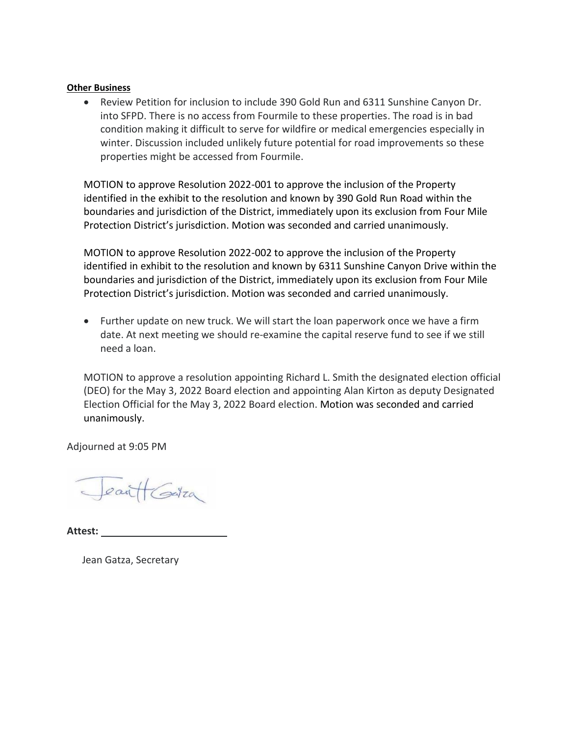**Other Business**

- Review Petition for inclusion to include 390 Gold Run and 6311 Sunshine Canyon Dr. into SFPD. There is no access from Fourmile to these properties. The road is in bad condition making it difficult to serve for wildfire or medical emergencies especially in winter. Discussion included unlikely future potential for road improvements so these properties might be accessed from Fourmile.

MOTION to approve Resolution 2022-001 to approve the inclusion of the Property identified in the exhibit to the resolution and known by 390 Gold Run Road within the boundaries and jurisdiction of the District, immediately upon its exclusion from Four Mile Protection District's jurisdiction. Motion was seconded and carried unanimously.

MOTION to approve Resolution 2022-002 to approve the inclusion of the Property identified in exhibit to the resolution and known by 6311 Sunshine Canyon Drive within the boundaries and jurisdiction of the District, immediately upon its exclusion from Four Mile Protection District's jurisdiction. Motion was seconded and carried unanimously.

- Further update on new truck. We will start the loan paperwork once we have a firm date. At next meeting we should re-examine the capital reserve fund to see if we still need a loan.

MOTION to approve a resolution appointing Richard L. Smith the designated election official (DEO) for the May 3, 2022 Board election and appointing Alan Kirton as deputy Designated Election Official for the May 3, 2022 Board election. Motion was seconded and carried unanimously.

Adjourned at 9:05 PM

**Attest:** ______________________

Jean Gatza, Secretary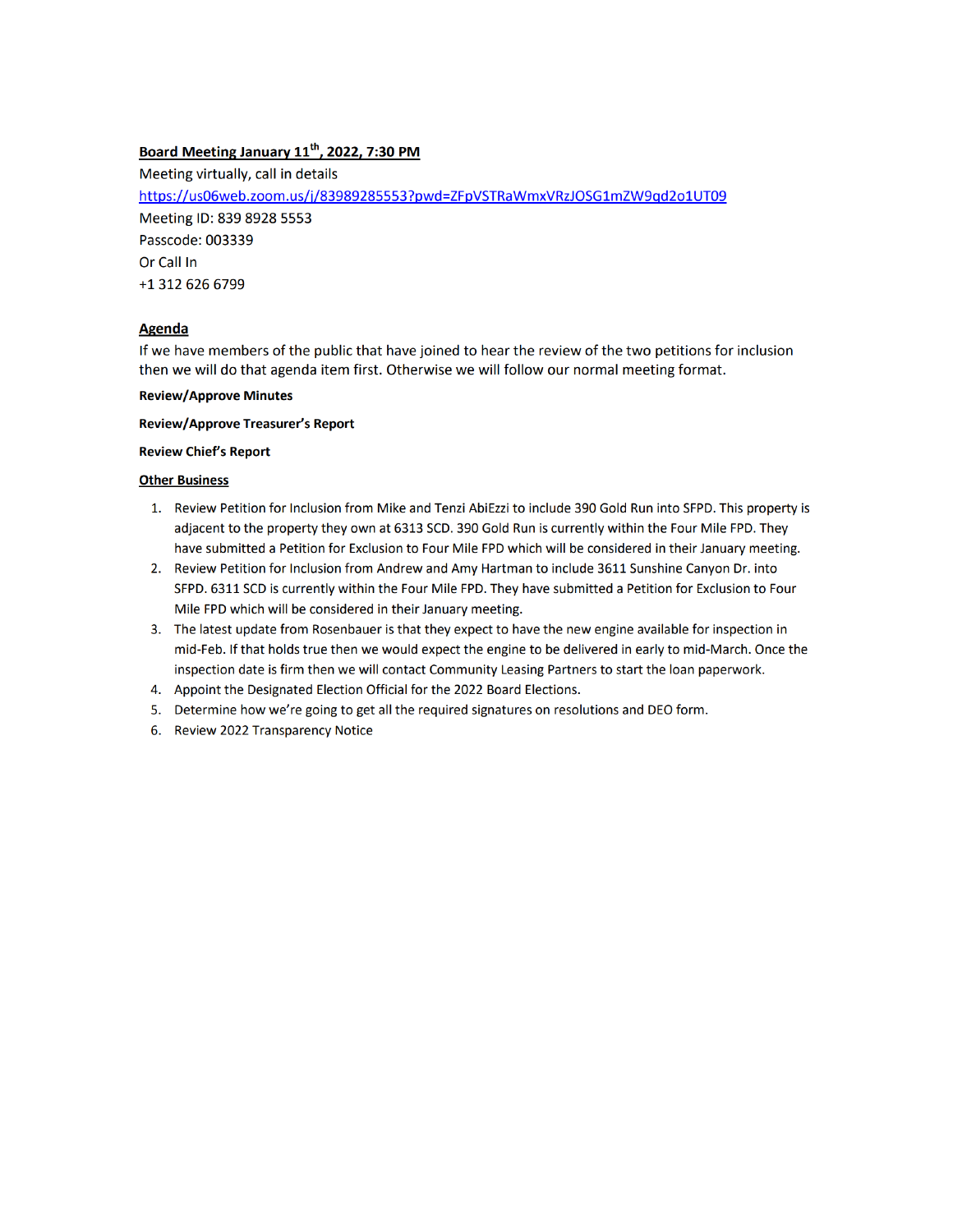**Board Meeting January 11th, 2022, 7:30 PM**

Meeting virtually, call in details

https://us06web.zoom.us/j/83989285553?pwd=ZFpVSTRaWmxVRzJOSG1mZW9qd2o1UT09

Meeting ID: 839 8928 5553

Passcode: 003339

Or Call In

+1 312 626 6799

## Agenda

If we have members of the public that have joined to hear the review of the two petitions for inclusion then we will do that agenda item first. Otherwise we will follow our normal meeting format.

**Review/Approve Minutes**

**Review/Approve Treasurer's Report**

**Review Chief's Report**

**Other Business**

1. Review Petition for Inclusion from Mike and Tenzi AbiEzzi to include 390 Gold Run into SFPD. This property is adjacent to the property they own at 6313 SCD. 390 Gold Run is currently within the Four Mile FPD. They have submitted a Petition for Exclusion to Four Mile FPD which will be considered in their January meeting.
2. Review Petition for Inclusion from Andrew and Amy Hartman to include 3611 Sunshine Canyon Dr. into SFPD. 6311 SCD is currently within the Four Mile FPD. They have submitted a Petition for Exclusion to Four Mile FPD which will be considered in their January meeting.
3. The latest update from Rosenbauer is that they expect to have the new engine available for inspection in mid-Feb. If that holds true then we would expect the engine to be delivered in early to mid-March. Once the inspection date is firm then we will contact Community Leasing Partners to start the loan paperwork.
4. Appoint the Designated Election Official for the 2022 Board Elections.
5. Determine how we're going to get all the required signatures on resolutions and DEO form.
6. Review 2022 Transparency Notice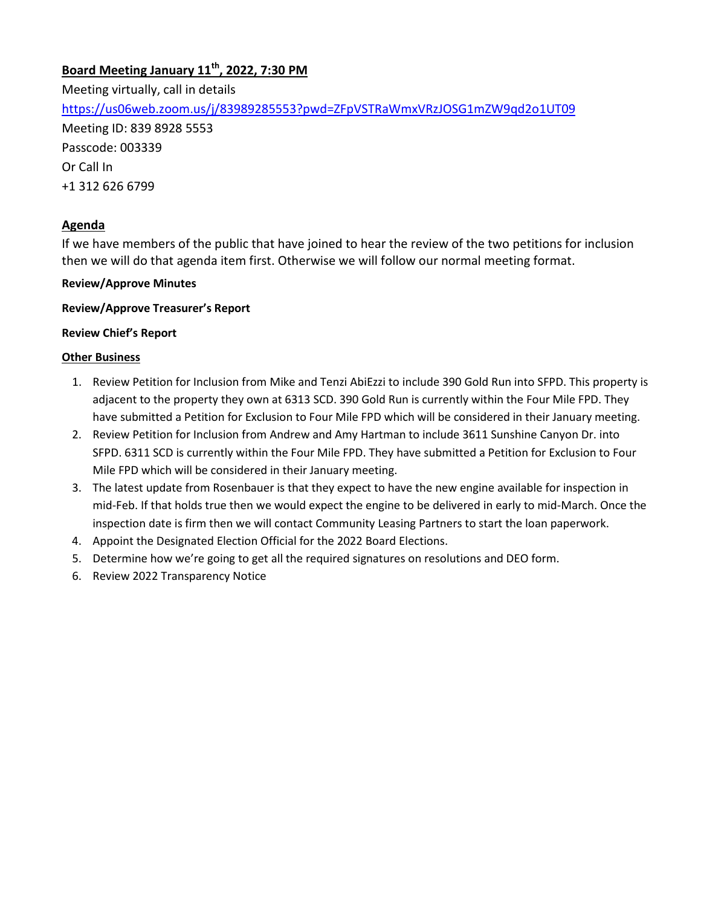## Board Meeting January 11th, 2022, 7:30 PM

Meeting virtually, call in details

https://us06web.zoom.us/j/83989285553?pwd=ZFpVSTRaWmxVRzJOSG1mZW9qd2o1UT09

Meeting ID: 839 8928 5553

Passcode: 003339

Or Call In

+1 312 626 6799

## Agenda

If we have members of the public that have joined to hear the review of the two petitions for inclusion then we will do that agenda item first. Otherwise we will follow our normal meeting format.

**Review/Approve Minutes**

**Review/Approve Treasurer's Report**

**Review Chief's Report**

### Other Business

1. Review Petition for Inclusion from Mike and Tenzi AbiEzzi to include 390 Gold Run into SFPD. This property is adjacent to the property they own at 6313 SCD. 390 Gold Run is currently within the Four Mile FPD. They have submitted a Petition for Exclusion to Four Mile FPD which will be considered in their January meeting.
2. Review Petition for Inclusion from Andrew and Amy Hartman to include 3611 Sunshine Canyon Dr. into SFPD. 6311 SCD is currently within the Four Mile FPD. They have submitted a Petition for Exclusion to Four Mile FPD which will be considered in their January meeting.
3. The latest update from Rosenbauer is that they expect to have the new engine available for inspection in mid-Feb. If that holds true then we would expect the engine to be delivered in early to mid-March. Once the inspection date is firm then we will contact Community Leasing Partners to start the loan paperwork.
4. Appoint the Designated Election Official for the 2022 Board Elections.
5. Determine how we're going to get all the required signatures on resolutions and DEO form.
6. Review 2022 Transparency Notice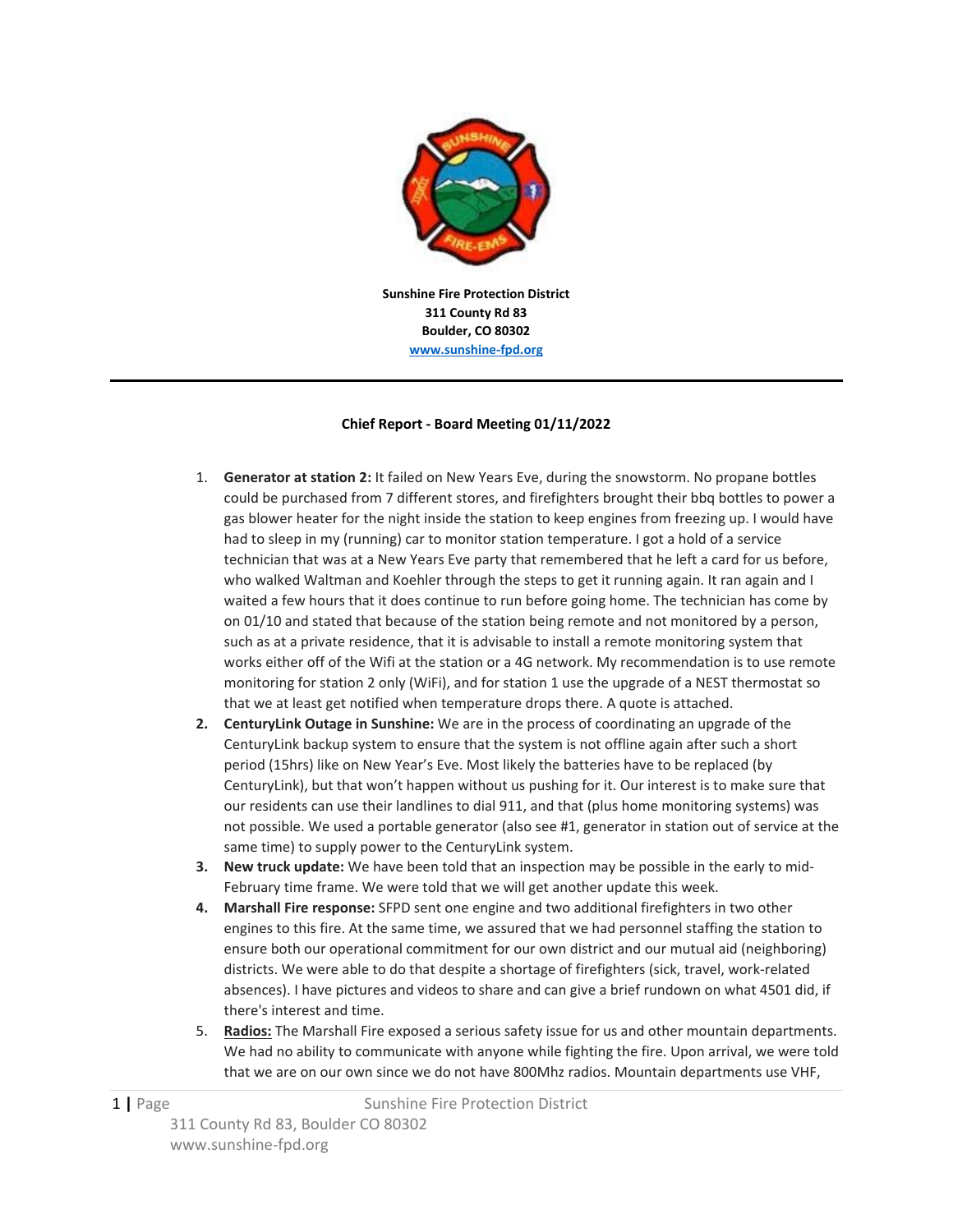**Sunshine Fire Protection District**
**311 County Rd 83**
**Boulder, CO 80302**
[www.sunshine-fpd.org](http://www.sunshine-fpd.org)

---

**Chief Report - Board Meeting 01/11/2022**

1. **Generator at station 2:** It failed on New Years Eve, during the snowstorm. No propane bottles could be purchased from 7 different stores, and firefighters brought their bbq bottles to power a gas blower heater for the night inside the station to keep engines from freezing up. I would have had to sleep in my (running) car to monitor station temperature. I got a hold of a service technician that was at a New Years Eve party that remembered that he left a card for us before, who walked Waltman and Koehler through the steps to get it running again. It ran again and I waited a few hours that it does continue to run before going home. The technician has come by on 01/10 and stated that because of the station being remote and not monitored by a person, such as at a private residence, that it is advisable to install a remote monitoring system that works either off of the Wifi at the station or a 4G network. My recommendation is to use remote monitoring for station 2 only (WiFi), and for station 1 use the upgrade of a NEST thermostat so that we at least get notified when temperature drops there. A quote is attached.
2. **CenturyLink Outage in Sunshine:** We are in the process of coordinating an upgrade of the CenturyLink backup system to ensure that the system is not offline again after such a short period (15hrs) like on New Year's Eve. Most likely the batteries have to be replaced (by CenturyLink), but that won't happen without us pushing for it. Our interest is to make sure that our residents can use their landlines to dial 911, and that (plus home monitoring systems) was not possible. We used a portable generator (also see #1, generator in station out of service at the same time) to supply power to the CenturyLink system.
3. **New truck update:** We have been told that an inspection may be possible in the early to mid-February time frame. We were told that we will get another update this week.
4. **Marshall Fire response:** SFPD sent one engine and two additional firefighters in two other engines to this fire. At the same time, we assured that we had personnel staffing the station to ensure both our operational commitment for our own district and our mutual aid (neighboring) districts. We were able to do that despite a shortage of firefighters (sick, travel, work-related absences). I have pictures and videos to share and can give a brief rundown on what 4501 did, if there's interest and time.
5. **Radios:** The Marshall Fire exposed a serious safety issue for us and other mountain departments. We had no ability to communicate with anyone while fighting the fire. Upon arrival, we were told that we are on our own since we do not have 800Mhz radios. Mountain departments use VHF,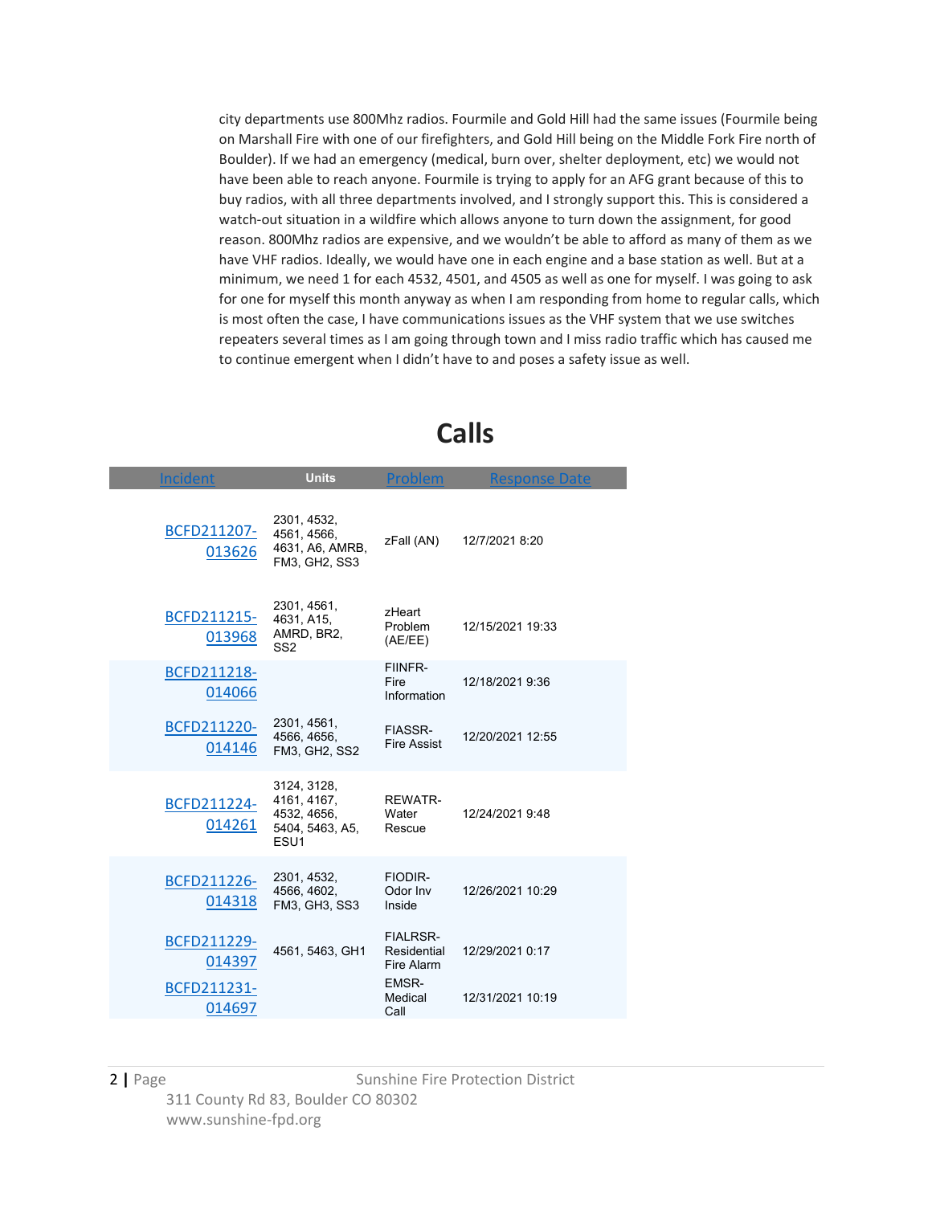city departments use 800Mhz radios. Fourmile and Gold Hill had the same issues (Fourmile being on Marshall Fire with one of our firefighters, and Gold Hill being on the Middle Fork Fire north of Boulder). If we had an emergency (medical, burn over, shelter deployment, etc) we would not have been able to reach anyone. Fourmile is trying to apply for an AFG grant because of this to buy radios, with all three departments involved, and I strongly support this. This is considered a watch-out situation in a wildfire which allows anyone to turn down the assignment, for good reason. 800Mhz radios are expensive, and we wouldn't be able to afford as many of them as we have VHF radios. Ideally, we would have one in each engine and a base station as well. But at a minimum, we need 1 for each 4532, 4501, and 4505 as well as one for myself. I was going to ask for one for myself this month anyway as when I am responding from home to regular calls, which is most often the case, I have communications issues as the VHF system that we use switches repeaters several times as I am going through town and I miss radio traffic which has caused me to continue emergent when I didn't have to and poses a safety issue as well.

# Calls

| Incident | Units | Problem | Response Date |
|---|---|---|---|
| BCFD211207-013626 | 2301, 4532, 4561, 4566, 4631, A6, AMRB, FM3, GH2, SS3 | zFall (AN) | 12/7/2021 8:20 |
| BCFD211215-013968 | 2301, 4561, 4631, A15, AMRD, BR2, SS2 | zHeart Problem (AE/EE) | 12/15/2021 19:33 |
| BCFD211218-014066 | | FIINFR-Fire Information | 12/18/2021 9:36 |
| BCFD211220-014146 | 2301, 4561, 4566, 4656, FM3, GH2, SS2 | FIASSR-Fire Assist | 12/20/2021 12:55 |
| BCFD211224-014261 | 3124, 3128, 4161, 4167, 4532, 4656, 5404, 5463, A5, ESU1 | REWATR-Water Rescue | 12/24/2021 9:48 |
| BCFD211226-014318 | 2301, 4532, 4566, 4602, FM3, GH3, SS3 | FIODIR-Odor Inv Inside | 12/26/2021 10:29 |
| BCFD211229-014397 | 4561, 5463, GH1 | FIALRSR-Residential Fire Alarm | 12/29/2021 0:17 |
| BCFD211231-014697 | | EMSR-Medical Call | 12/31/2021 10:19 |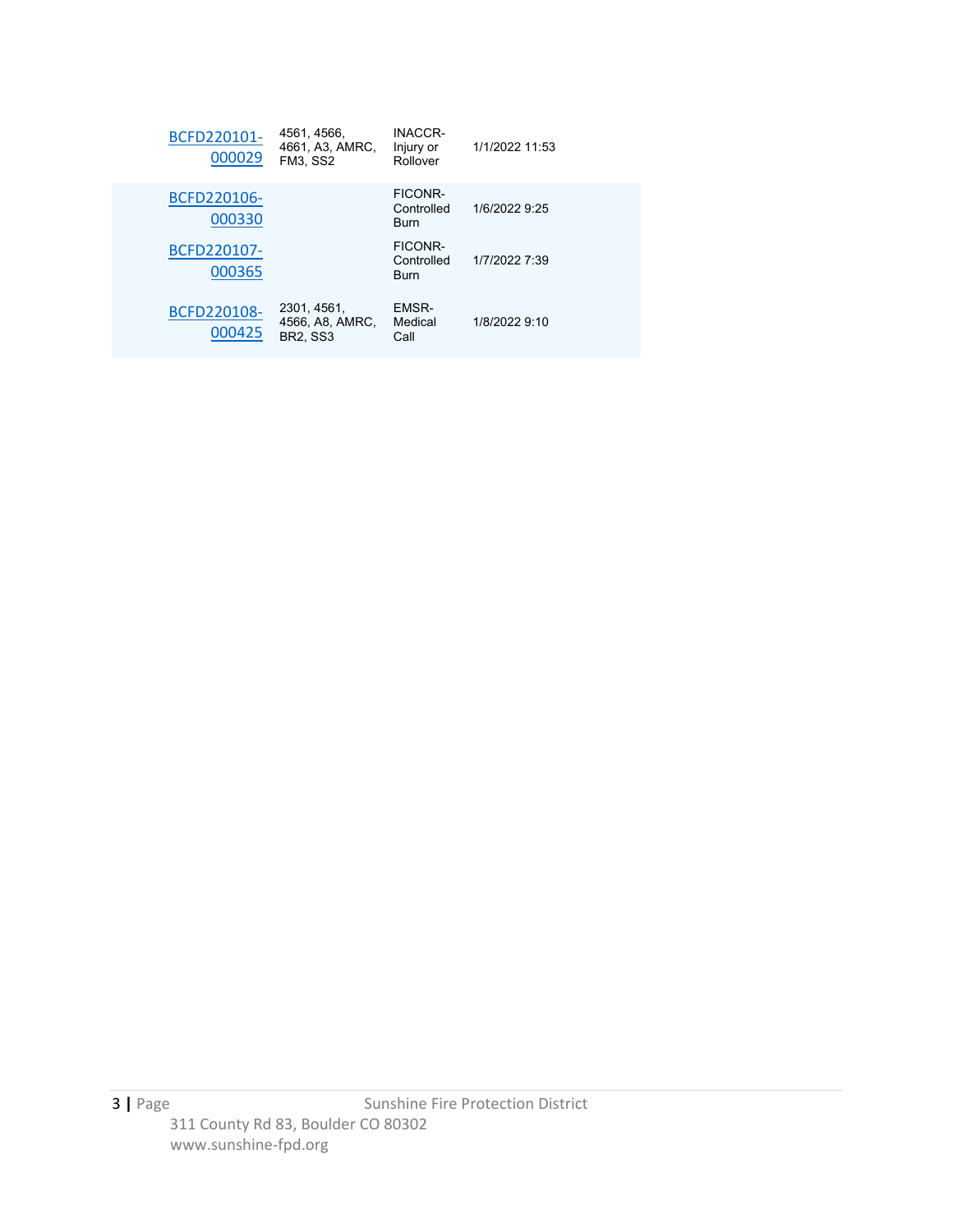| | | | |
|---|---|---|---|
| BCFD220101-000029 | 4561, 4566, 4661, A3, AMRC, FM3, SS2 | INACCR-Injury or Rollover | 1/1/2022 11:53 |
| BCFD220106-000330 | | FICONR-Controlled Burn | 1/6/2022 9:25 |
| BCFD220107-000365 | | FICONR-Controlled Burn | 1/7/2022 7:39 |
| BCFD220108-000425 | 2301, 4561, 4566, A8, AMRC, BR2, SS3 | EMSR-Medical Call | 1/8/2022 9:10 |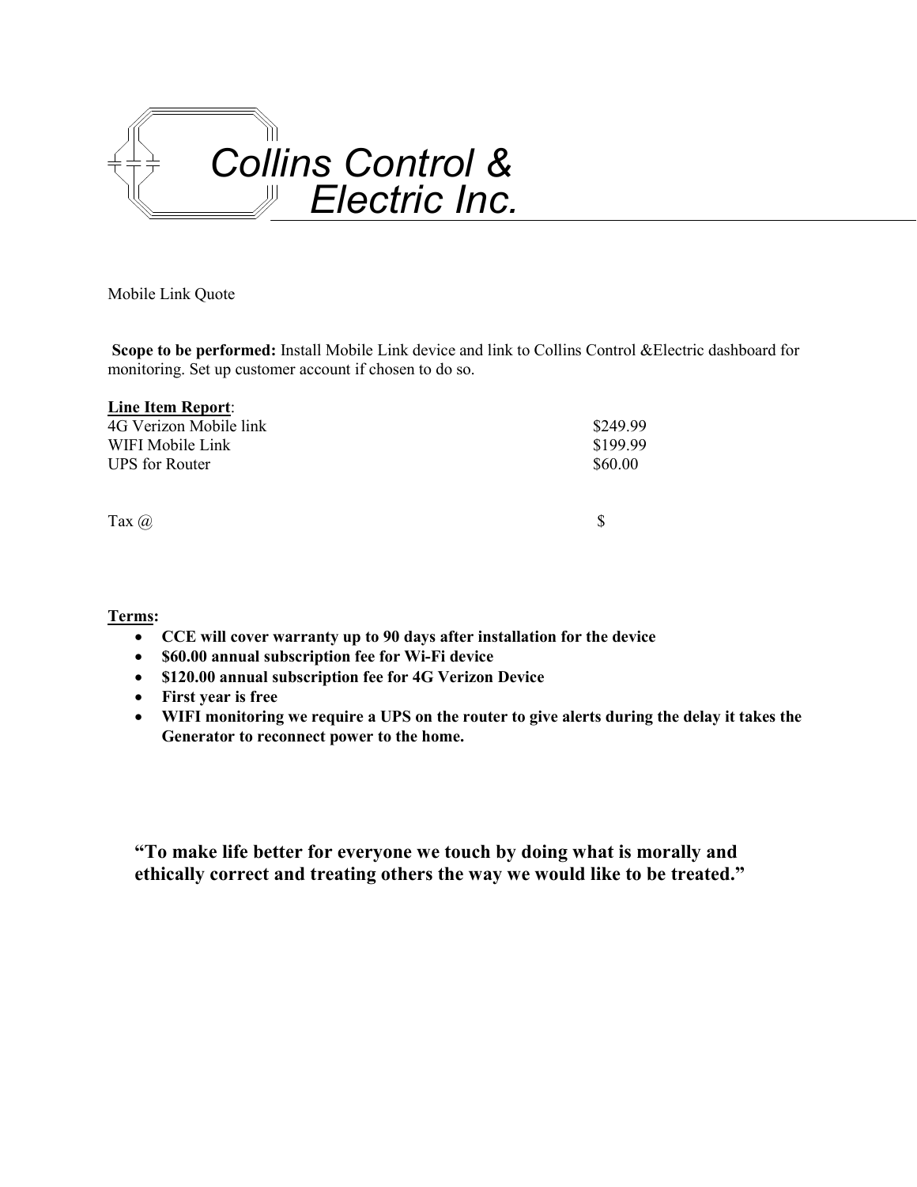# Collins Control & Electric Inc.

Mobile Link Quote

**Scope to be performed:** Install Mobile Link device and link to Collins Control &Electric dashboard for monitoring. Set up customer account if chosen to do so.

**Line Item Report**:

| | |
|---|---|
| 4G Verizon Mobile link | $249.99 |
| WIFI Mobile Link | $199.99 |
| UPS for Router | $60.00 |
| | |
| Tax @ | $ |

**Terms:**

- **CCE will cover warranty up to 90 days after installation for the device**
- **$60.00 annual subscription fee for Wi-Fi device**
- **$120.00 annual subscription fee for 4G Verizon Device**
- **First year is free**
- **WIFI monitoring we require a UPS on the router to give alerts during the delay it takes the Generator to reconnect power to the home.**

**"To make life better for everyone we touch by doing what is morally and ethically correct and treating others the way we would like to be treated."**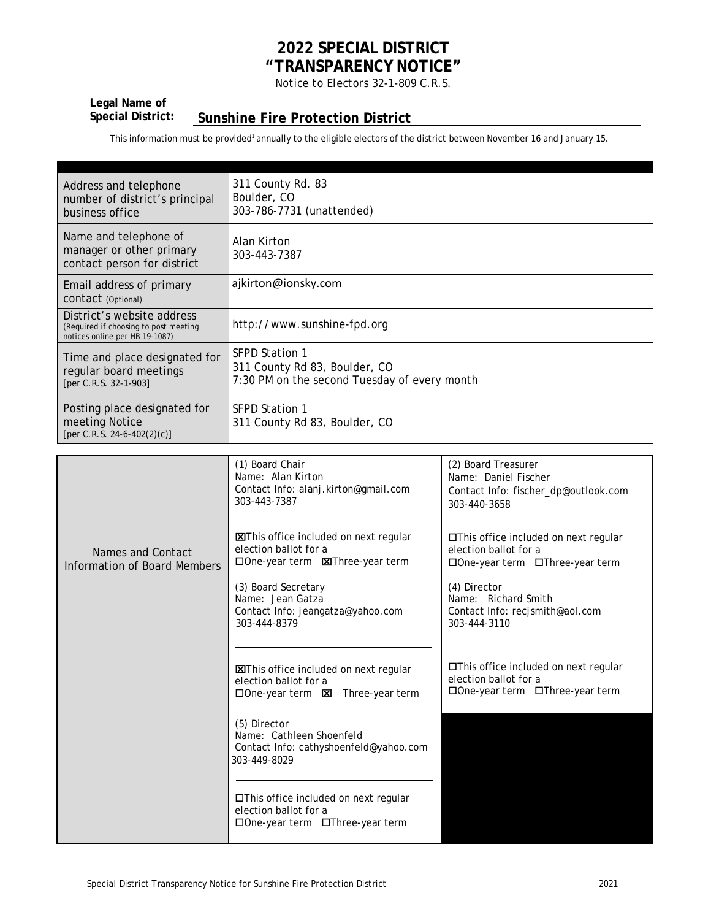# 2022 SPECIAL DISTRICT "TRANSPARENCY NOTICE"

*Notice to Electors 32-1-809 C.R.S.*

**Legal Name of Special District:** **Sunshine Fire Protection District**

This information must be provided[1] annually to the eligible electors of the district between November 16 and January 15.

| | |
|---|---|
| Address and telephone number of district's principal business office | 311 County Rd. 83<br>Boulder, CO<br>303-786-7731 (unattended) |
| Name and telephone of manager or other primary contact person for district | Alan Kirton<br>303-443-7387 |
| Email address of primary contact (Optional) | ajkirton@ionsky.com |
| District's website address (Required if choosing to post meeting notices online per HB 19-1087) | http://www.sunshine-fpd.org |
| Time and place designated for regular board meetings [per C.R.S. 32-1-903] | SFPD Station 1<br>311 County Rd 83, Boulder, CO<br>7:30 PM on the second Tuesday of every month |
| Posting place designated for meeting Notice [per C.R.S. 24-6-402(2)(c)] | SFPD Station 1<br>311 County Rd 83, Boulder, CO |

| Names and Contact Information of Board Members | | |
|---|---|---|
| | (1) Board Chair<br>Name: Alan Kirton<br>Contact Info: alanj.kirton@gmail.com<br>303-443-7387 | (2) Board Treasurer<br>Name: Daniel Fischer<br>Contact Info: fischer_dp@outlook.com<br>303-440-3658 |
| | ☒This office included on next regular election ballot for a<br>☐One-year term ☒Three-year term | ☐This office included on next regular election ballot for a<br>☐One-year term ☐Three-year term |
| | (3) Board Secretary<br>Name: Jean Gatza<br>Contact Info: jeangatza@yahoo.com<br>303-444-8379 | (4) Director<br>Name: Richard Smith<br>Contact Info: recjsmith@aol.com<br>303-444-3110 |
| | ☒This office included on next regular election ballot for a<br>☐One-year term ☒ Three-year term | ☐This office included on next regular election ballot for a<br>☐One-year term ☐Three-year term |
| | (5) Director<br>Name: Cathleen Shoenfeld<br>Contact Info: cathyshoenfeld@yahoo.com<br>303-449-8029 | |
| | ☐This office included on next regular election ballot for a<br>☐One-year term ☐Three-year term | |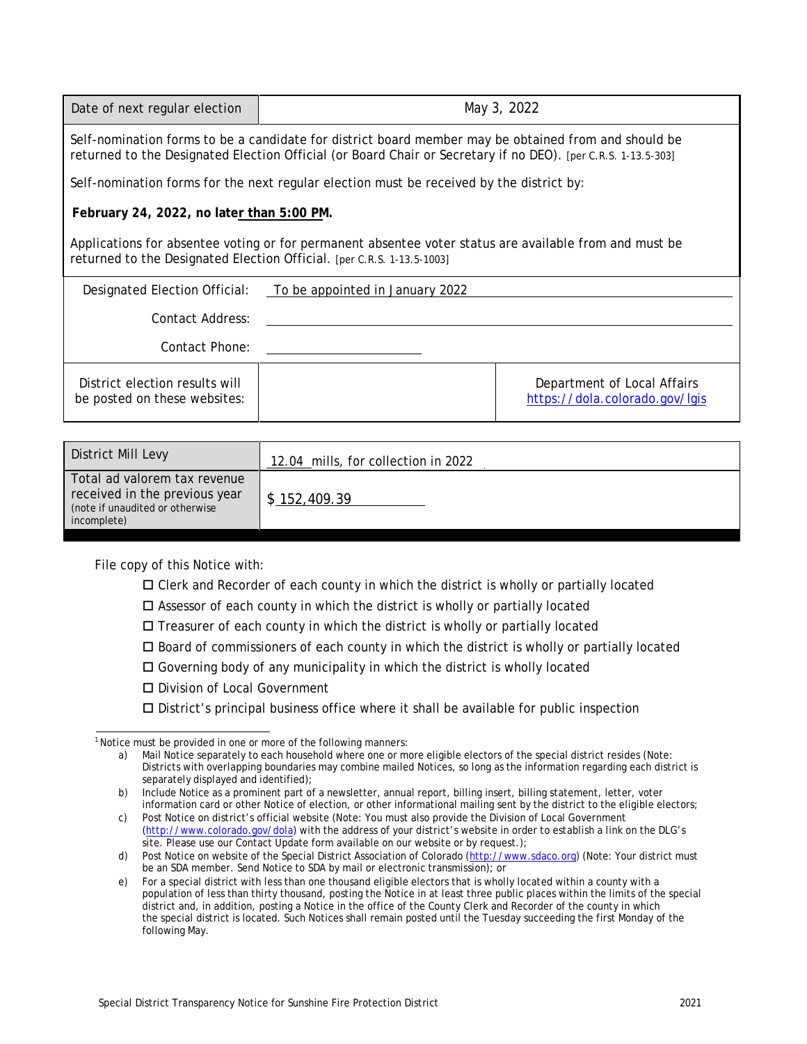| Date of next regular election | May 3, 2022 |
|---|---|

Self-nomination forms to be a candidate for district board member may be obtained from and should be returned to the Designated Election Official (or Board Chair or Secretary if no DEO). [per C.R.S. 1-13.5-303]

Self-nomination forms for the next regular election must be received by the district by:

**February 24, 2022, no later than 5:00 PM.**

Applications for absentee voting or for permanent absentee voter status are available from and must be returned to the Designated Election Official. [per C.R.S. 1-13.5-1003]

| | |
|---|---|
| Designated Election Official: | To be appointed in January 2022 |
| Contact Address: | |
| Contact Phone: | |

| | | |
|---|---|---|
| District election results will be posted on these websites: | | Department of Local Affairs https://dola.colorado.gov/lgis |

| | |
|---|---|
| District Mill Levy | 12.04 mills, for collection in 2022 |
| Total ad valorem tax revenue received in the previous year (note if unaudited or otherwise incomplete) | $ 152,409.39 |

File copy of this Notice with:

- ☐ Clerk and Recorder of each county in which the district is wholly or partially located
- ☐ Assessor of each county in which the district is wholly or partially located
- ☐ Treasurer of each county in which the district is wholly or partially located
- ☐ Board of commissioners of each county in which the district is wholly or partially located
- ☐ Governing body of any municipality in which the district is wholly located
- ☐ Division of Local Government
- ☐ District's principal business office where it shall be available for public inspection

[1] Notice must be provided in one or more of the following manners:

a) Mail Notice separately to each household where one or more eligible electors of the special district resides (Note: Districts with overlapping boundaries may combine mailed Notices, so long as the information regarding each district is separately displayed and identified);

b) Include Notice as a prominent part of a newsletter, annual report, billing insert, billing statement, letter, voter information card or other Notice of election, or other informational mailing sent by the district to the eligible electors;

c) Post Notice on district's official website (Note: You must also provide the Division of Local Government (http://www.colorado.gov/dola) with the address of your district's website in order to establish a link on the DLG's site. Please use our Contact Update form available on our website or by request.);

d) Post Notice on website of the Special District Association of Colorado (http://www.sdaco.org) (Note: Your district must be an SDA member. Send Notice to SDA by mail or electronic transmission); or

e) For a special district with less than one thousand eligible electors that is wholly located within a county with a population of less than thirty thousand, posting the Notice in at least three public places within the limits of the special district and, in addition, posting a Notice in the office of the County Clerk and Recorder of the county in which the special district is located. Such Notices shall remain posted until the Tuesday succeeding the first Monday of the following May.